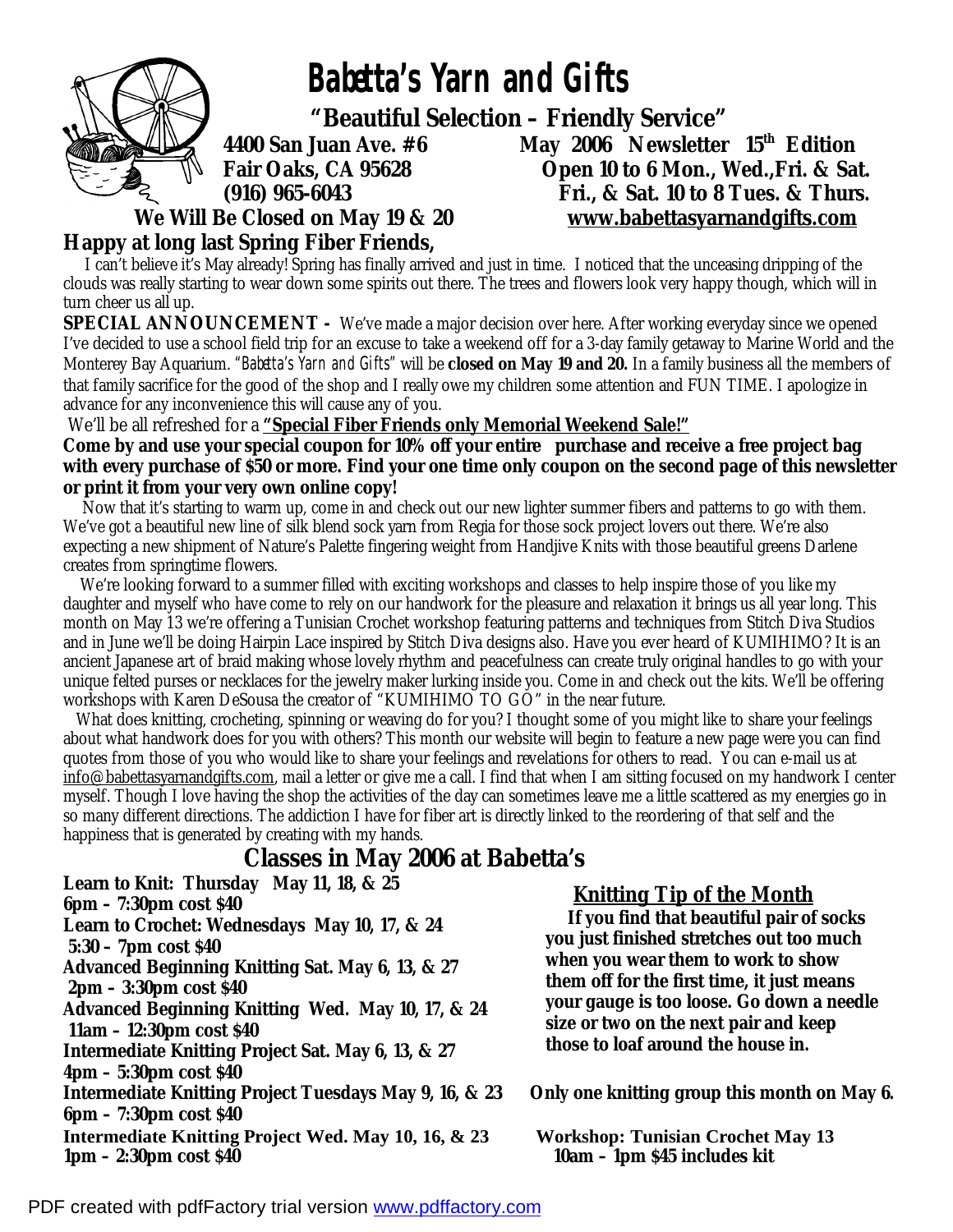# Babetta's Yarn and Gifts

**"Beautiful Selection – Friendly Service"**

**4400 San Juan Ave. #6**
**Fair Oaks, CA 95628**
**(916) 965-6043**

**May 2006 Newsletter 15th Edition**
**Open 10 to 6 Mon., Wed.,Fri. & Sat.**
**Fri., & Sat. 10 to 8 Tues. & Thurs.**
**www.babettasyarnandgifts.com**

**We Will Be Closed on May 19 & 20**

## Happy at long last Spring Fiber Friends,

I can't believe it's May already! Spring has finally arrived and just in time. I noticed that the unceasing dripping of the clouds was really starting to wear down some spirits out there. The trees and flowers look very happy though, which will in turn cheer us all up.

**SPECIAL ANNOUNCEMENT -** We've made a major decision over here. After working everyday since we opened I've decided to use a school field trip for an excuse to take a weekend off for a 3-day family getaway to Marine World and the Monterey Bay Aquarium. *"Babetta's Yarn and Gifts"* will be **closed on May 19 and 20.** In a family business all the members of that family sacrifice for the good of the shop and I really owe my children some attention and FUN TIME. I apologize in advance for any inconvenience this will cause any of you.

We'll be all refreshed for a **"Special Fiber Friends only Memorial Weekend Sale!"**

**Come by and use your special coupon for 10% off your entire purchase and receive a free project bag with every purchase of $50 or more. Find your one time only coupon on the second page of this newsletter or print it from your very own online copy!**

Now that it's starting to warm up, come in and check out our new lighter summer fibers and patterns to go with them. We've got a beautiful new line of silk blend sock yarn from Regia for those sock project lovers out there. We're also expecting a new shipment of Nature's Palette fingering weight from Handjive Knits with those beautiful greens Darlene creates from springtime flowers.

We're looking forward to a summer filled with exciting workshops and classes to help inspire those of you like my daughter and myself who have come to rely on our handwork for the pleasure and relaxation it brings us all year long. This month on May 13 we're offering a Tunisian Crochet workshop featuring patterns and techniques from Stitch Diva Studios and in June we'll be doing Hairpin Lace inspired by Stitch Diva designs also. Have you ever heard of KUMIHIMO? It is an ancient Japanese art of braid making whose lovely rhythm and peacefulness can create truly original handles to go with your unique felted purses or necklaces for the jewelry maker lurking inside you. Come in and check out the kits. We'll be offering workshops with Karen DeSousa the creator of "KUMIHIMO TO GO" in the near future.

What does knitting, crocheting, spinning or weaving do for you? I thought some of you might like to share your feelings about what handwork does for you with others? This month our website will begin to feature a new page were you can find quotes from those of you who would like to share your feelings and revelations for others to read. You can e-mail us at info@babettasyarnandgifts.com, mail a letter or give me a call. I find that when I am sitting focused on my handwork I center myself. Though I love having the shop the activities of the day can sometimes leave me a little scattered as my energies go in so many different directions. The addiction I have for fiber art is directly linked to the reordering of that self and the happiness that is generated by creating with my hands.

## Classes in May 2006 at Babetta's

**Learn to Knit: Thursday May 11, 18, & 25**
**6pm – 7:30pm cost $40**

**Learn to Crochet: Wednesdays May 10, 17, & 24**
**5:30 – 7pm cost $40**

**Advanced Beginning Knitting Sat. May 6, 13, & 27**
**2pm – 3:30pm cost $40**

**Advanced Beginning Knitting Wed. May 10, 17, & 24**
**11am – 12:30pm cost $40**

**Intermediate Knitting Project Sat. May 6, 13, & 27**
**4pm – 5:30pm cost $40**

**Intermediate Knitting Project Tuesdays May 9, 16, & 23**
**6pm – 7:30pm cost $40**

**Intermediate Knitting Project Wed. May 10, 16, & 23**
**1pm – 2:30pm cost $40**

### Knitting Tip of the Month

**If you find that beautiful pair of socks you just finished stretches out too much when you wear them to work to show them off for the first time, it just means your gauge is too loose. Go down a needle size or two on the next pair and keep those to loaf around the house in.**

**Only one knitting group this month on May 6.**

**Workshop: Tunisian Crochet May 13**
**10am – 1pm $45 includes kit**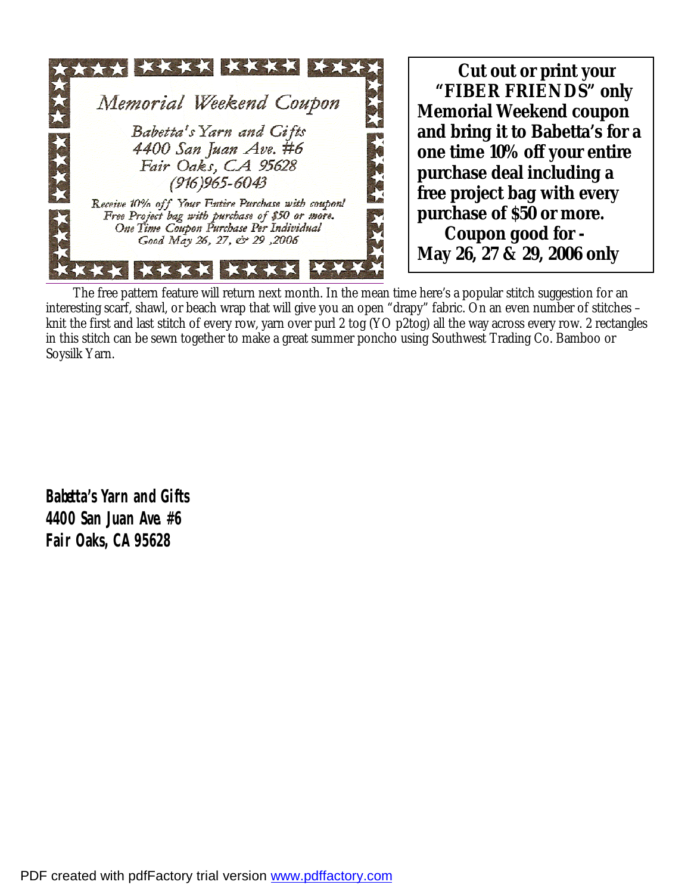**Memorial Weekend Coupon**

Babetta's Yarn and Gifts
4400 San Juan Ave. #6
Fair Oaks, CA 95628
(916)965-6043

Receive 10% off Your Entire Purchase with coupon!
Free Project bag with purchase of $50 or more.
One Time Coupon Purchase Per Individual
Good May 26, 27, & 29 ,2006

**Cut out or print your "FIBER FRIENDS" only Memorial Weekend coupon and bring it to Babetta's for a one time 10% off your entire purchase deal including a free project bag with every purchase of $50 or more.**

**Coupon good for - May 26, 27 & 29, 2006 only**

The free pattern feature will return next month. In the mean time here's a popular stitch suggestion for an interesting scarf, shawl, or beach wrap that will give you an open "drapy" fabric. On an even number of stitches – knit the first and last stitch of every row, yarn over purl 2 tog (YO p2tog) all the way across every row. 2 rectangles in this stitch can be sewn together to make a great summer poncho using Southwest Trading Co. Bamboo or Soysilk Yarn.

**Babetta's Yarn and Gifts**
**4400 San Juan Ave. #6**
**Fair Oaks, CA 95628**